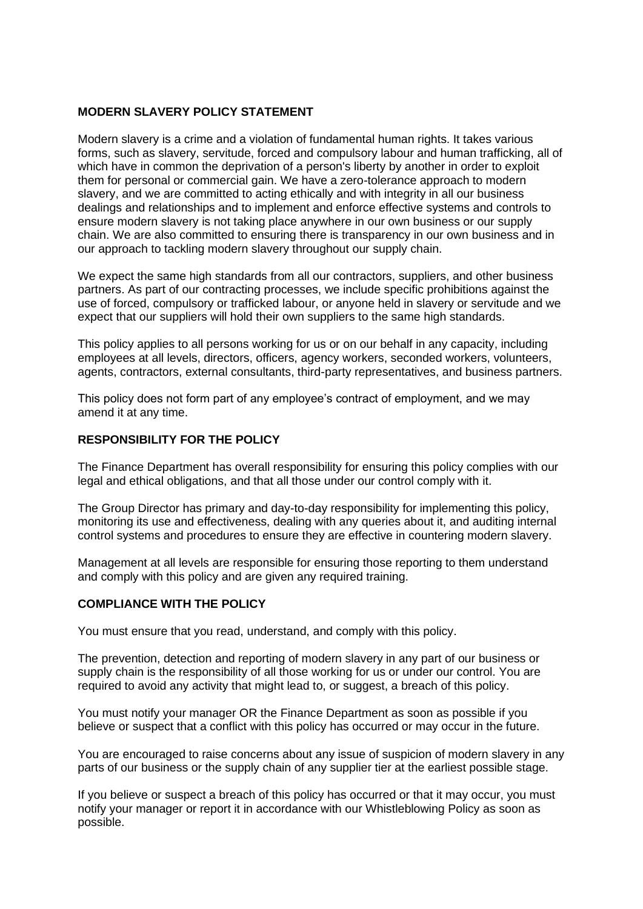**MODERN SLAVERY POLICY STATEMENT**

Modern slavery is a crime and a violation of fundamental human rights. It takes various forms, such as slavery, servitude, forced and compulsory labour and human trafficking, all of which have in common the deprivation of a person's liberty by another in order to exploit them for personal or commercial gain. We have a zero-tolerance approach to modern slavery, and we are committed to acting ethically and with integrity in all our business dealings and relationships and to implement and enforce effective systems and controls to ensure modern slavery is not taking place anywhere in our own business or our supply chain. We are also committed to ensuring there is transparency in our own business and in our approach to tackling modern slavery throughout our supply chain.

We expect the same high standards from all our contractors, suppliers, and other business partners. As part of our contracting processes, we include specific prohibitions against the use of forced, compulsory or trafficked labour, or anyone held in slavery or servitude and we expect that our suppliers will hold their own suppliers to the same high standards.

This policy applies to all persons working for us or on our behalf in any capacity, including employees at all levels, directors, officers, agency workers, seconded workers, volunteers, agents, contractors, external consultants, third-party representatives, and business partners.

This policy does not form part of any employee's contract of employment, and we may amend it at any time.

**RESPONSIBILITY FOR THE POLICY**

The Finance Department has overall responsibility for ensuring this policy complies with our legal and ethical obligations, and that all those under our control comply with it.

The Group Director has primary and day-to-day responsibility for implementing this policy, monitoring its use and effectiveness, dealing with any queries about it, and auditing internal control systems and procedures to ensure they are effective in countering modern slavery.

Management at all levels are responsible for ensuring those reporting to them understand and comply with this policy and are given any required training.

**COMPLIANCE WITH THE POLICY**

You must ensure that you read, understand, and comply with this policy.

The prevention, detection and reporting of modern slavery in any part of our business or supply chain is the responsibility of all those working for us or under our control. You are required to avoid any activity that might lead to, or suggest, a breach of this policy.

You must notify your manager OR the Finance Department as soon as possible if you believe or suspect that a conflict with this policy has occurred or may occur in the future.

You are encouraged to raise concerns about any issue of suspicion of modern slavery in any parts of our business or the supply chain of any supplier tier at the earliest possible stage.

If you believe or suspect a breach of this policy has occurred or that it may occur, you must notify your manager or report it in accordance with our Whistleblowing Policy as soon as possible.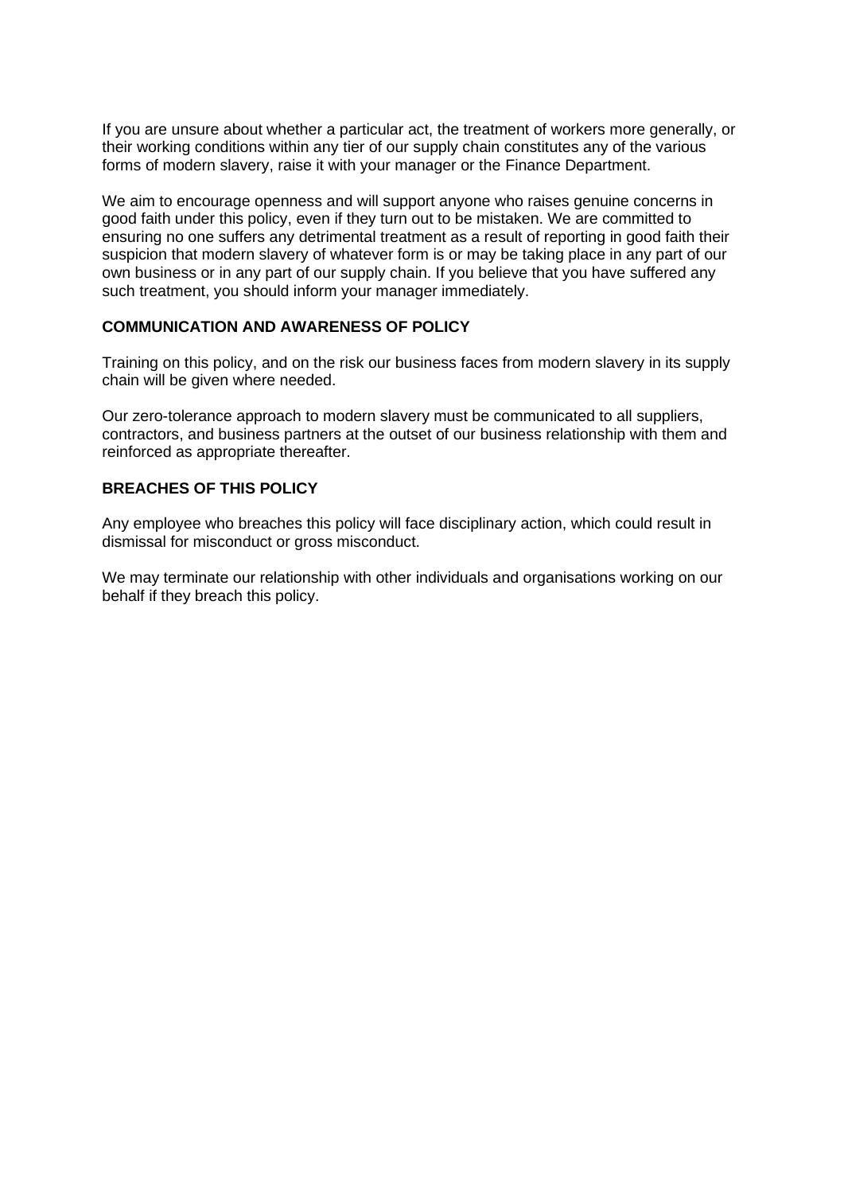If you are unsure about whether a particular act, the treatment of workers more generally, or their working conditions within any tier of our supply chain constitutes any of the various forms of modern slavery, raise it with your manager or the Finance Department.

We aim to encourage openness and will support anyone who raises genuine concerns in good faith under this policy, even if they turn out to be mistaken. We are committed to ensuring no one suffers any detrimental treatment as a result of reporting in good faith their suspicion that modern slavery of whatever form is or may be taking place in any part of our own business or in any part of our supply chain. If you believe that you have suffered any such treatment, you should inform your manager immediately.

## COMMUNICATION AND AWARENESS OF POLICY

Training on this policy, and on the risk our business faces from modern slavery in its supply chain will be given where needed.

Our zero-tolerance approach to modern slavery must be communicated to all suppliers, contractors, and business partners at the outset of our business relationship with them and reinforced as appropriate thereafter.

## BREACHES OF THIS POLICY

Any employee who breaches this policy will face disciplinary action, which could result in dismissal for misconduct or gross misconduct.

We may terminate our relationship with other individuals and organisations working on our behalf if they breach this policy.